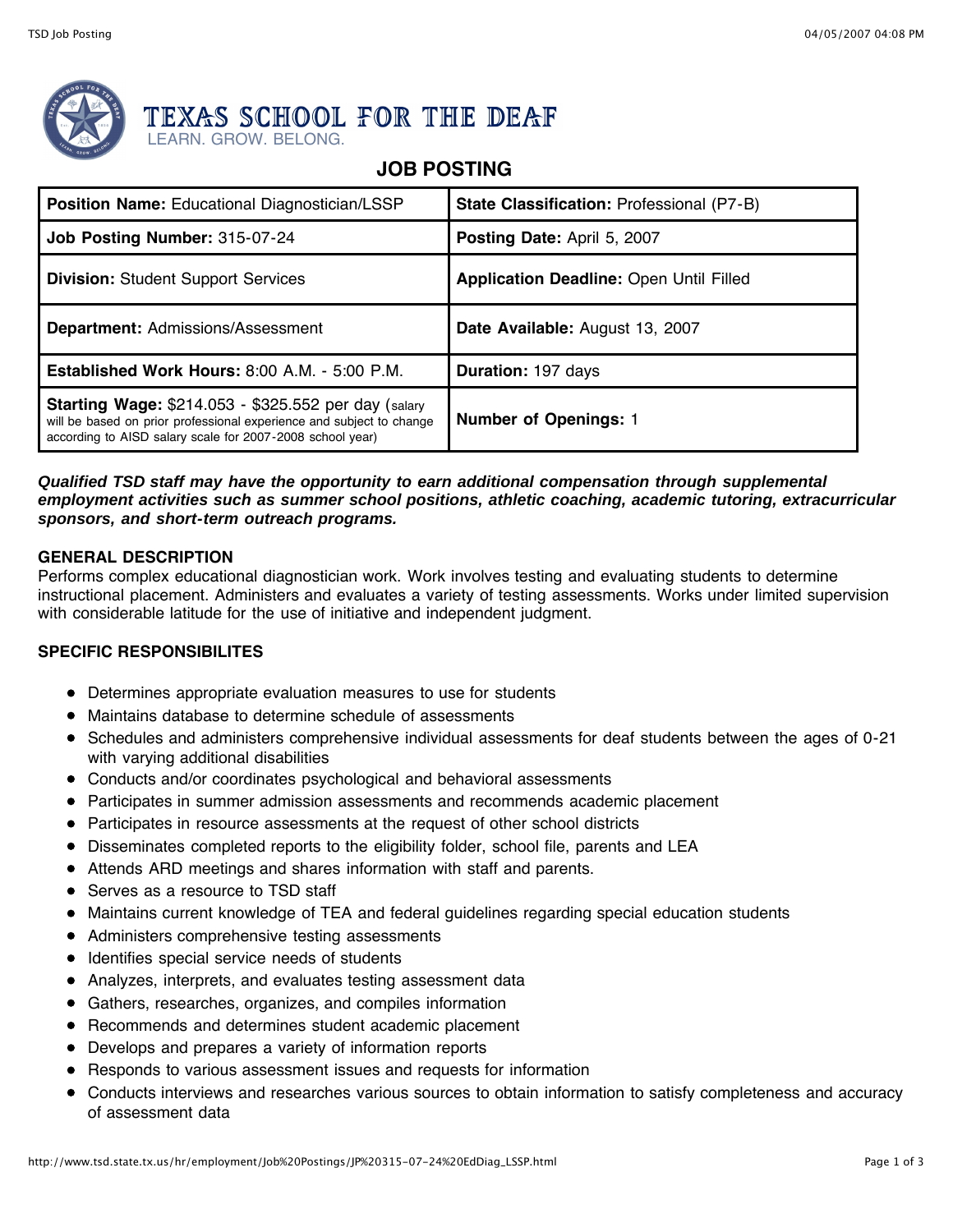# TEXAS SCHOOL FOR THE DEAF

LEARN. GROW. BELONG.

## JOB POSTING

| | |
|---|---|
| **Position Name:** Educational Diagnostician/LSSP | **State Classification:** Professional (P7-B) |
| **Job Posting Number:** 315-07-24 | **Posting Date:** April 5, 2007 |
| **Division:** Student Support Services | **Application Deadline:** Open Until Filled |
| **Department:** Admissions/Assessment | **Date Available:** August 13, 2007 |
| **Established Work Hours:** 8:00 A.M. - 5:00 P.M. | **Duration:** 197 days |
| **Starting Wage:** $214.053 - $325.552 per day (salary will be based on prior professional experience and subject to change according to AISD salary scale for 2007-2008 school year) | **Number of Openings:** 1 |

***Qualified TSD staff may have the opportunity to earn additional compensation through supplemental employment activities such as summer school positions, athletic coaching, academic tutoring, extracurricular sponsors, and short-term outreach programs.***

### GENERAL DESCRIPTION

Performs complex educational diagnostician work. Work involves testing and evaluating students to determine instructional placement. Administers and evaluates a variety of testing assessments. Works under limited supervision with considerable latitude for the use of initiative and independent judgment.

### SPECIFIC RESPONSIBILITES

- Determines appropriate evaluation measures to use for students
- Maintains database to determine schedule of assessments
- Schedules and administers comprehensive individual assessments for deaf students between the ages of 0-21 with varying additional disabilities
- Conducts and/or coordinates psychological and behavioral assessments
- Participates in summer admission assessments and recommends academic placement
- Participates in resource assessments at the request of other school districts
- Disseminates completed reports to the eligibility folder, school file, parents and LEA
- Attends ARD meetings and shares information with staff and parents.
- Serves as a resource to TSD staff
- Maintains current knowledge of TEA and federal guidelines regarding special education students
- Administers comprehensive testing assessments
- Identifies special service needs of students
- Analyzes, interprets, and evaluates testing assessment data
- Gathers, researches, organizes, and compiles information
- Recommends and determines student academic placement
- Develops and prepares a variety of information reports
- Responds to various assessment issues and requests for information
- Conducts interviews and researches various sources to obtain information to satisfy completeness and accuracy of assessment data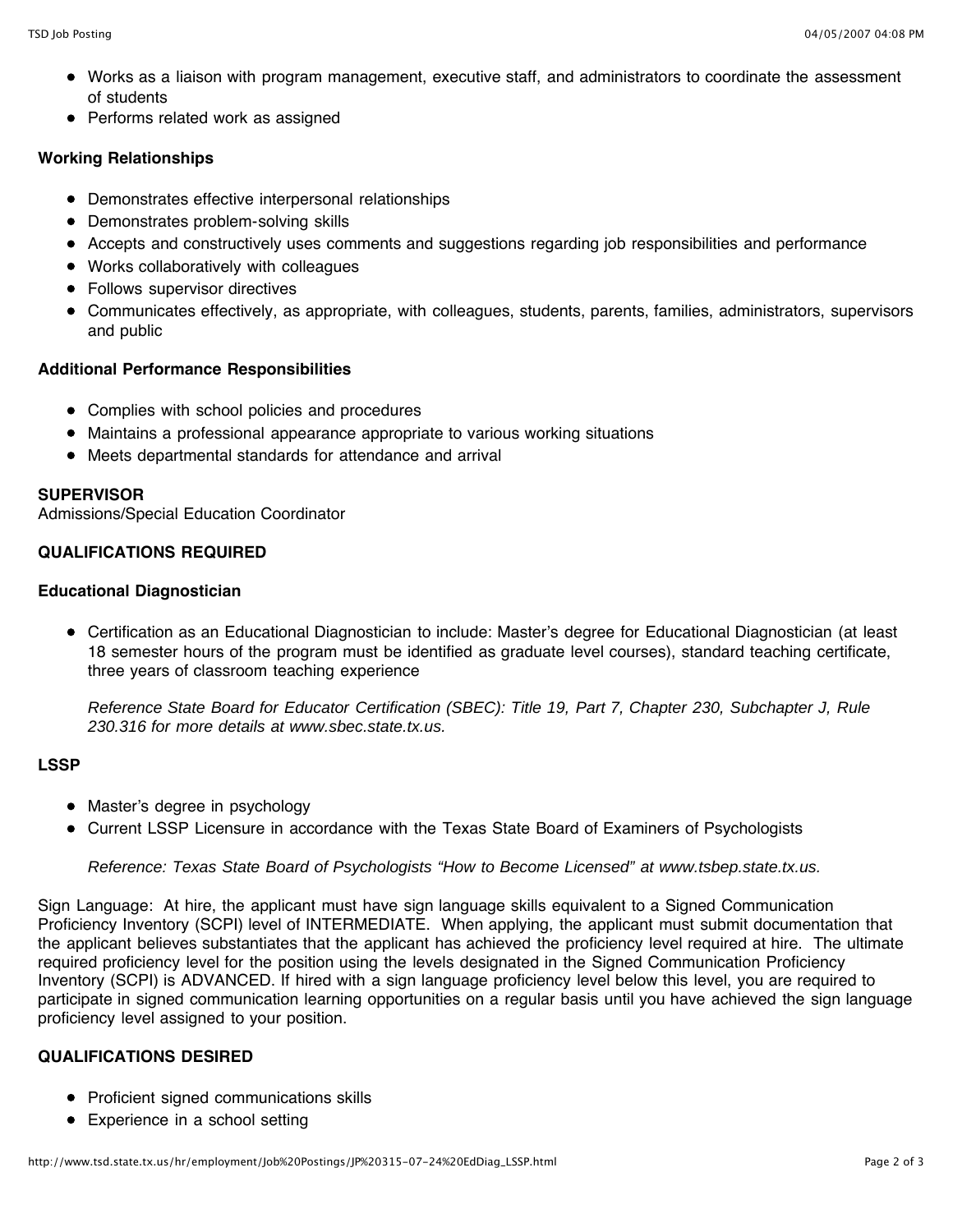- Works as a liaison with program management, executive staff, and administrators to coordinate the assessment of students
- Performs related work as assigned

**Working Relationships**

- Demonstrates effective interpersonal relationships
- Demonstrates problem-solving skills
- Accepts and constructively uses comments and suggestions regarding job responsibilities and performance
- Works collaboratively with colleagues
- Follows supervisor directives
- Communicates effectively, as appropriate, with colleagues, students, parents, families, administrators, supervisors and public

**Additional Performance Responsibilities**

- Complies with school policies and procedures
- Maintains a professional appearance appropriate to various working situations
- Meets departmental standards for attendance and arrival

**SUPERVISOR**
Admissions/Special Education Coordinator

**QUALIFICATIONS REQUIRED**

**Educational Diagnostician**

- Certification as an Educational Diagnostician to include: Master's degree for Educational Diagnostician (at least 18 semester hours of the program must be identified as graduate level courses), standard teaching certificate, three years of classroom teaching experience

  *Reference State Board for Educator Certification (SBEC): Title 19, Part 7, Chapter 230, Subchapter J, Rule 230.316 for more details at www.sbec.state.tx.us.*

**LSSP**

- Master's degree in psychology
- Current LSSP Licensure in accordance with the Texas State Board of Examiners of Psychologists

  *Reference: Texas State Board of Psychologists "How to Become Licensed" at www.tsbep.state.tx.us.*

Sign Language: At hire, the applicant must have sign language skills equivalent to a Signed Communication Proficiency Inventory (SCPI) level of INTERMEDIATE. When applying, the applicant must submit documentation that the applicant believes substantiates that the applicant has achieved the proficiency level required at hire. The ultimate required proficiency level for the position using the levels designated in the Signed Communication Proficiency Inventory (SCPI) is ADVANCED. If hired with a sign language proficiency level below this level, you are required to participate in signed communication learning opportunities on a regular basis until you have achieved the sign language proficiency level assigned to your position.

**QUALIFICATIONS DESIRED**

- Proficient signed communications skills
- Experience in a school setting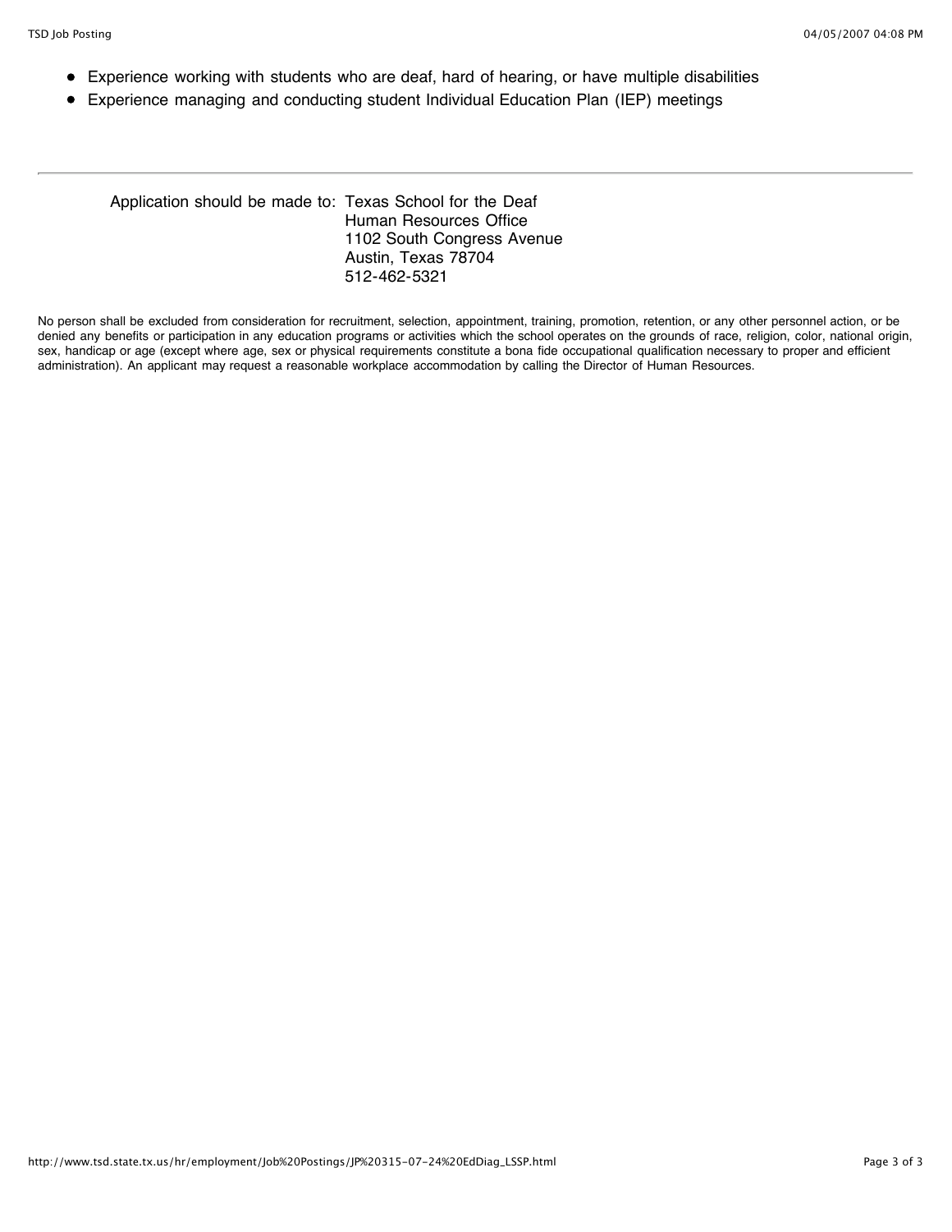- Experience working with students who are deaf, hard of hearing, or have multiple disabilities
- Experience managing and conducting student Individual Education Plan (IEP) meetings

---

Application should be made to: Texas School for the Deaf
Human Resources Office
1102 South Congress Avenue
Austin, Texas 78704
512-462-5321

No person shall be excluded from consideration for recruitment, selection, appointment, training, promotion, retention, or any other personnel action, or be denied any benefits or participation in any education programs or activities which the school operates on the grounds of race, religion, color, national origin, sex, handicap or age (except where age, sex or physical requirements constitute a bona fide occupational qualification necessary to proper and efficient administration). An applicant may request a reasonable workplace accommodation by calling the Director of Human Resources.